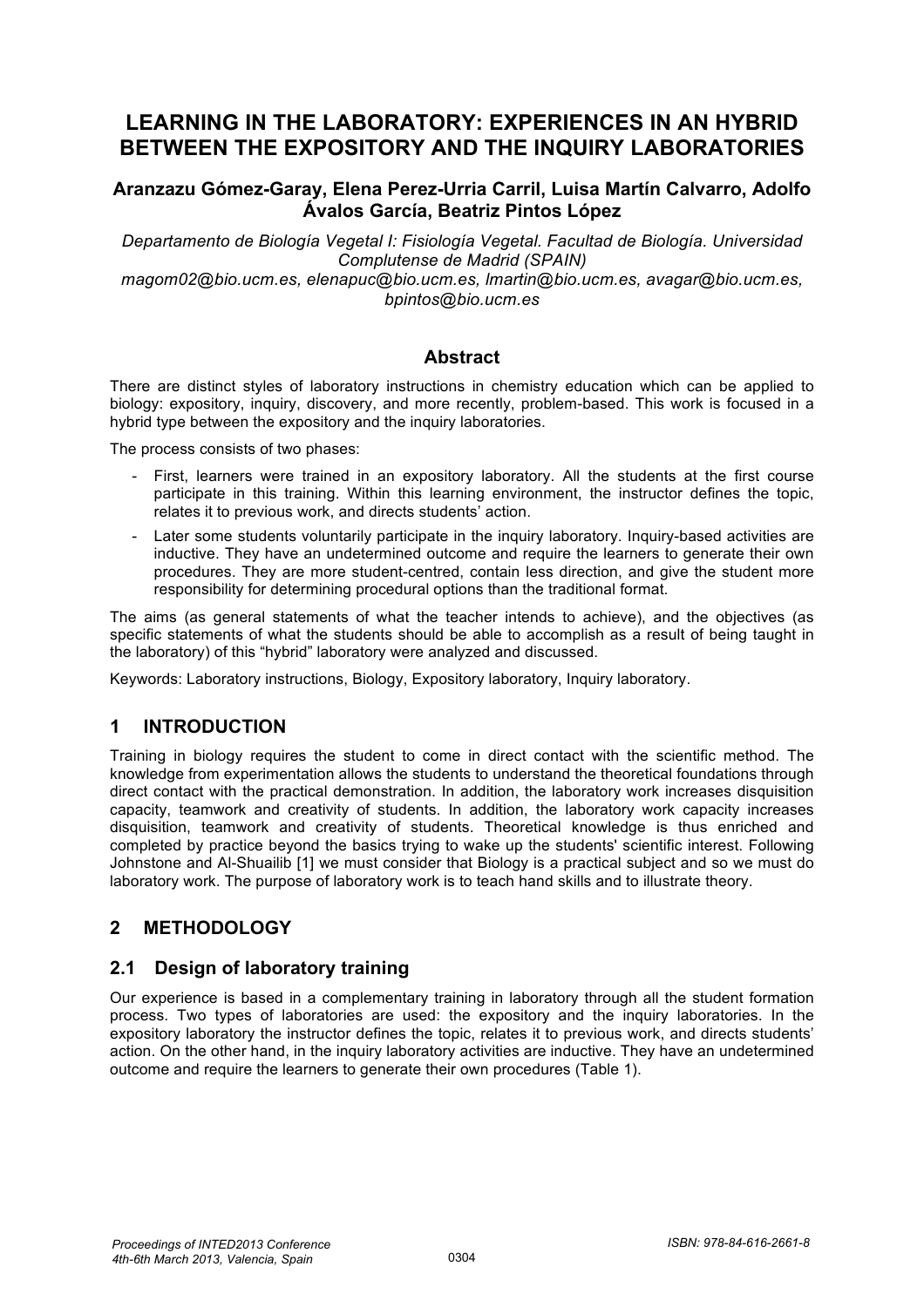# LEARNING IN THE LABORATORY: EXPERIENCES IN AN HYBRID BETWEEN THE EXPOSITORY AND THE INQUIRY LABORATORIES

**Aranzazu Gómez-Garay, Elena Perez-Urria Carril, Luisa Martín Calvarro, Adolfo Ávalos García, Beatriz Pintos López**

*Departamento de Biología Vegetal I: Fisiología Vegetal. Facultad de Biología. Universidad Complutense de Madrid (SPAIN)*

*magom02@bio.ucm.es, elenapuc@bio.ucm.es, lmartin@bio.ucm.es, avagar@bio.ucm.es, bpintos@bio.ucm.es*

## Abstract

There are distinct styles of laboratory instructions in chemistry education which can be applied to biology: expository, inquiry, discovery, and more recently, problem-based. This work is focused in a hybrid type between the expository and the inquiry laboratories.

The process consists of two phases:

- First, learners were trained in an expository laboratory. All the students at the first course participate in this training. Within this learning environment, the instructor defines the topic, relates it to previous work, and directs students' action.
- Later some students voluntarily participate in the inquiry laboratory. Inquiry-based activities are inductive. They have an undetermined outcome and require the learners to generate their own procedures. They are more student-centred, contain less direction, and give the student more responsibility for determining procedural options than the traditional format.

The aims (as general statements of what the teacher intends to achieve), and the objectives (as specific statements of what the students should be able to accomplish as a result of being taught in the laboratory) of this "hybrid" laboratory were analyzed and discussed.

Keywords: Laboratory instructions, Biology, Expository laboratory, Inquiry laboratory.

## 1 INTRODUCTION

Training in biology requires the student to come in direct contact with the scientific method. The knowledge from experimentation allows the students to understand the theoretical foundations through direct contact with the practical demonstration. In addition, the laboratory work increases disquisition capacity, teamwork and creativity of students. In addition, the laboratory work capacity increases disquisition, teamwork and creativity of students. Theoretical knowledge is thus enriched and completed by practice beyond the basics trying to wake up the students' scientific interest. Following Johnstone and Al-Shuailib [1] we must consider that Biology is a practical subject and so we must do laboratory work. The purpose of laboratory work is to teach hand skills and to illustrate theory.

## 2 METHODOLOGY

### 2.1 Design of laboratory training

Our experience is based in a complementary training in laboratory through all the student formation process. Two types of laboratories are used: the expository and the inquiry laboratories. In the expository laboratory the instructor defines the topic, relates it to previous work, and directs students' action. On the other hand, in the inquiry laboratory activities are inductive. They have an undetermined outcome and require the learners to generate their own procedures (Table 1).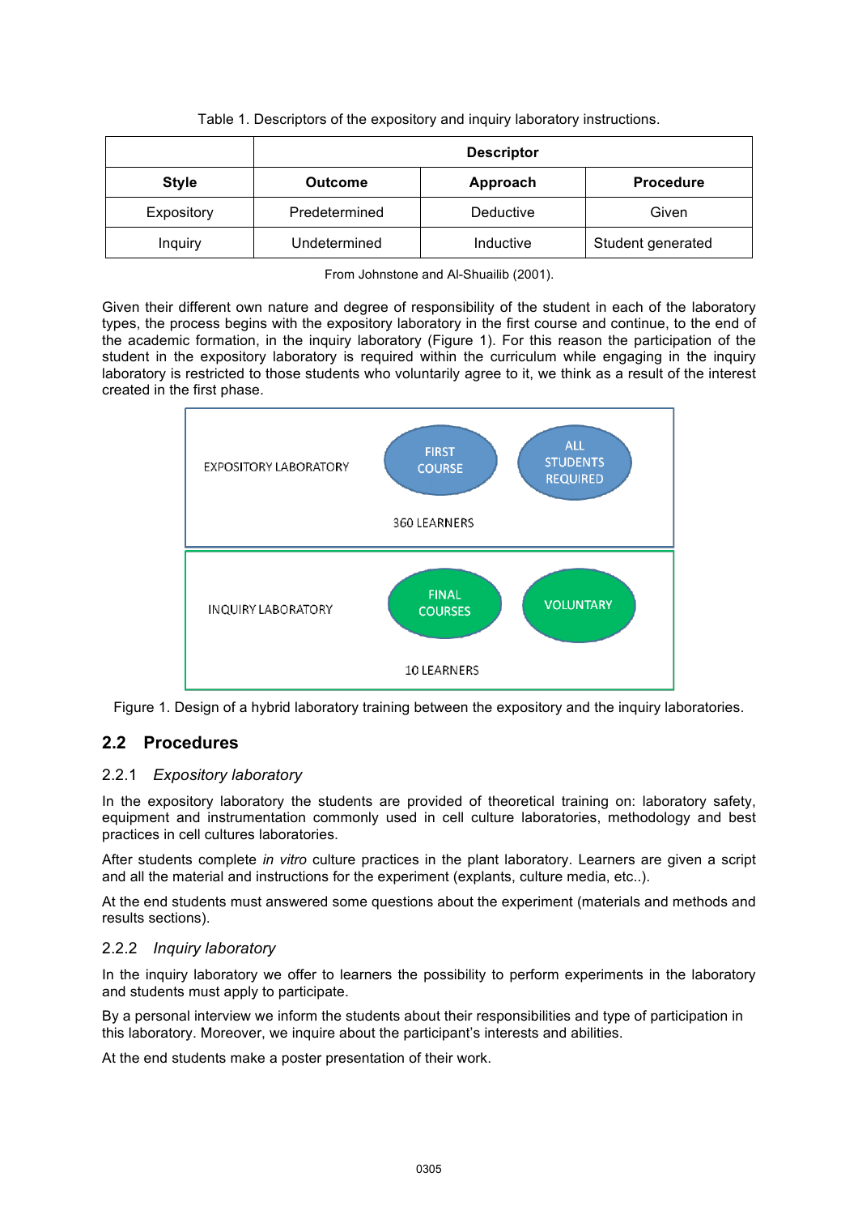Table 1. Descriptors of the expository and inquiry laboratory instructions.

| | Descriptor | | |
|---|---|---|---|
| **Style** | **Outcome** | **Approach** | **Procedure** |
| Expository | Predetermined | Deductive | Given |
| Inquiry | Undetermined | Inductive | Student generated |

From Johnstone and Al-Shuailib (2001).

Given their different own nature and degree of responsibility of the student in each of the laboratory types, the process begins with the expository laboratory in the first course and continue, to the end of the academic formation, in the inquiry laboratory (Figure 1). For this reason the participation of the student in the expository laboratory is required within the curriculum while engaging in the inquiry laboratory is restricted to those students who voluntarily agree to it, we think as a result of the interest created in the first phase.

EXPOSITORY LABORATORY — FIRST COURSE — ALL STUDENTS REQUIRED — 360 LEARNERS

INQUIRY LABORATORY — FINAL COURSES — VOLUNTARY — 10 LEARNERS

Figure 1. Design of a hybrid laboratory training between the expository and the inquiry laboratories.

## 2.2 Procedures

### 2.2.1 *Expository laboratory*

In the expository laboratory the students are provided of theoretical training on: laboratory safety, equipment and instrumentation commonly used in cell culture laboratories, methodology and best practices in cell cultures laboratories.

After students complete *in vitro* culture practices in the plant laboratory. Learners are given a script and all the material and instructions for the experiment (explants, culture media, etc..).

At the end students must answered some questions about the experiment (materials and methods and results sections).

### 2.2.2 *Inquiry laboratory*

In the inquiry laboratory we offer to learners the possibility to perform experiments in the laboratory and students must apply to participate.

By a personal interview we inform the students about their responsibilities and type of participation in this laboratory. Moreover, we inquire about the participant's interests and abilities.

At the end students make a poster presentation of their work.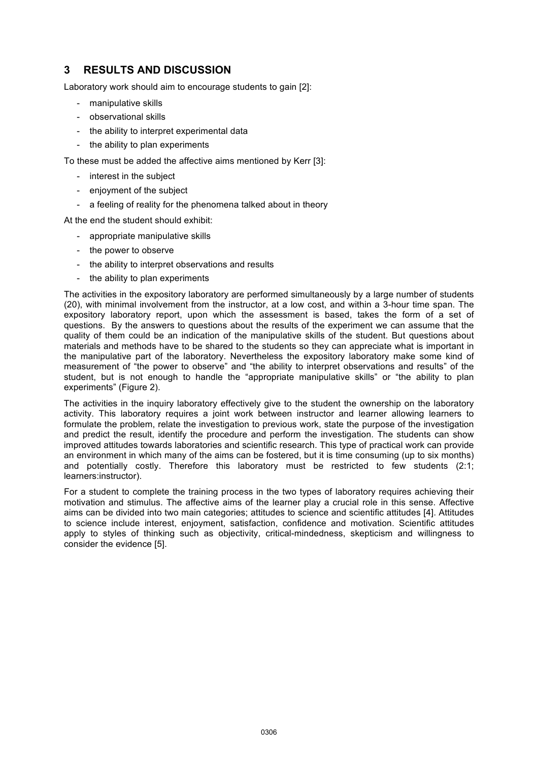## 3 RESULTS AND DISCUSSION

Laboratory work should aim to encourage students to gain [2]:

- manipulative skills
- observational skills
- the ability to interpret experimental data
- the ability to plan experiments

To these must be added the affective aims mentioned by Kerr [3]:

- interest in the subject
- enjoyment of the subject
- a feeling of reality for the phenomena talked about in theory

At the end the student should exhibit:

- appropriate manipulative skills
- the power to observe
- the ability to interpret observations and results
- the ability to plan experiments

The activities in the expository laboratory are performed simultaneously by a large number of students (20), with minimal involvement from the instructor, at a low cost, and within a 3-hour time span. The expository laboratory report, upon which the assessment is based, takes the form of a set of questions. By the answers to questions about the results of the experiment we can assume that the quality of them could be an indication of the manipulative skills of the student. But questions about materials and methods have to be shared to the students so they can appreciate what is important in the manipulative part of the laboratory. Nevertheless the expository laboratory make some kind of measurement of "the power to observe" and "the ability to interpret observations and results" of the student, but is not enough to handle the "appropriate manipulative skills" or "the ability to plan experiments" (Figure 2).

The activities in the inquiry laboratory effectively give to the student the ownership on the laboratory activity. This laboratory requires a joint work between instructor and learner allowing learners to formulate the problem, relate the investigation to previous work, state the purpose of the investigation and predict the result, identify the procedure and perform the investigation. The students can show improved attitudes towards laboratories and scientific research. This type of practical work can provide an environment in which many of the aims can be fostered, but it is time consuming (up to six months) and potentially costly. Therefore this laboratory must be restricted to few students (2:1; learners:instructor).

For a student to complete the training process in the two types of laboratory requires achieving their motivation and stimulus. The affective aims of the learner play a crucial role in this sense. Affective aims can be divided into two main categories; attitudes to science and scientific attitudes [4]. Attitudes to science include interest, enjoyment, satisfaction, confidence and motivation. Scientific attitudes apply to styles of thinking such as objectivity, critical-mindedness, skepticism and willingness to consider the evidence [5].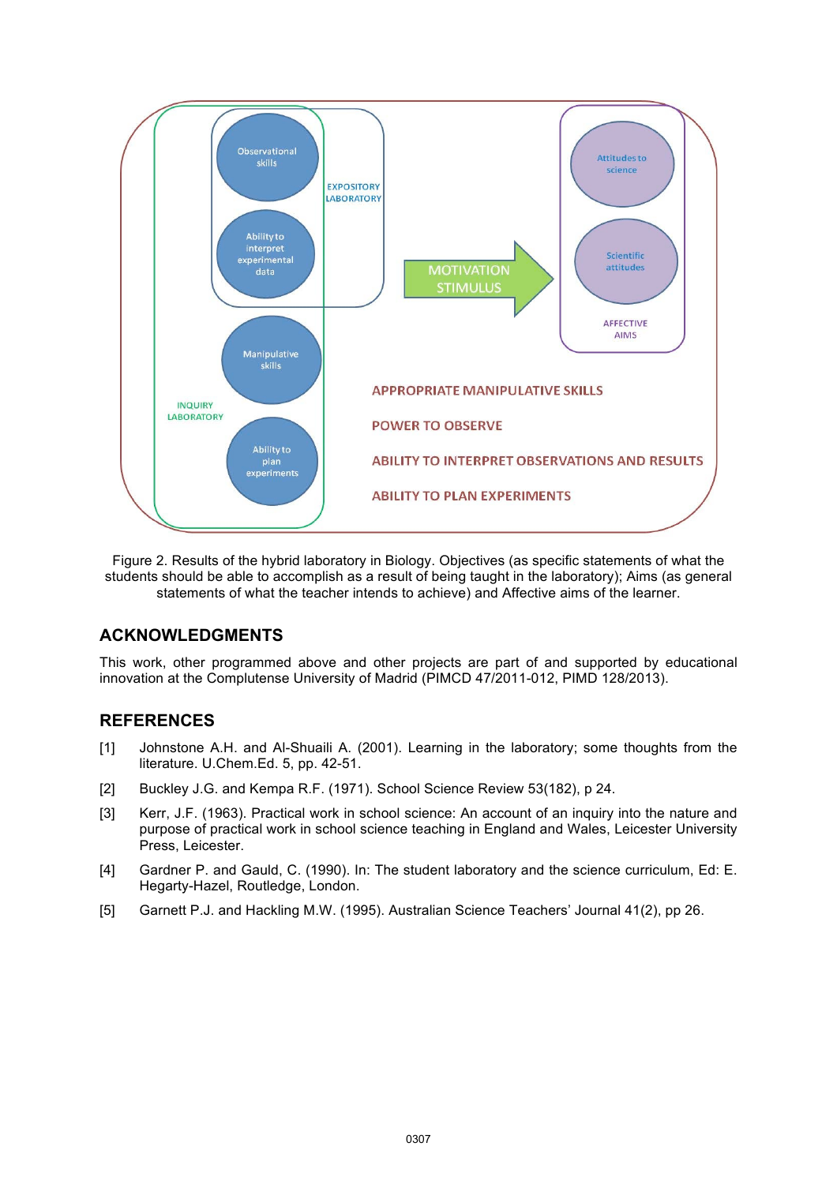Observational skills

Ability to interpret experimental data

EXPOSITORY LABORATORY

Manipulative skills

INQUIRY LABORATORY

Ability to plan experiments

MOTIVATION STIMULUS

Attitudes to science

Scientific attitudes

AFFECTIVE AIMS

APPROPRIATE MANIPULATIVE SKILLS

POWER TO OBSERVE

ABILITY TO INTERPRET OBSERVATIONS AND RESULTS

ABILITY TO PLAN EXPERIMENTS

Figure 2. Results of the hybrid laboratory in Biology. Objectives (as specific statements of what the students should be able to accomplish as a result of being taught in the laboratory); Aims (as general statements of what the teacher intends to achieve) and Affective aims of the learner.

## ACKNOWLEDGMENTS

This work, other programmed above and other projects are part of and supported by educational innovation at the Complutense University of Madrid (PIMCD 47/2011-012, PIMD 128/2013).

## REFERENCES

[1] Johnstone A.H. and Al-Shuaili A. (2001). Learning in the laboratory; some thoughts from the literature. U.Chem.Ed. 5, pp. 42-51.

[2] Buckley J.G. and Kempa R.F. (1971). School Science Review 53(182), p 24.

[3] Kerr, J.F. (1963). Practical work in school science: An account of an inquiry into the nature and purpose of practical work in school science teaching in England and Wales, Leicester University Press, Leicester.

[4] Gardner P. and Gauld, C. (1990). In: The student laboratory and the science curriculum, Ed: E. Hegarty-Hazel, Routledge, London.

[5] Garnett P.J. and Hackling M.W. (1995). Australian Science Teachers' Journal 41(2), pp 26.